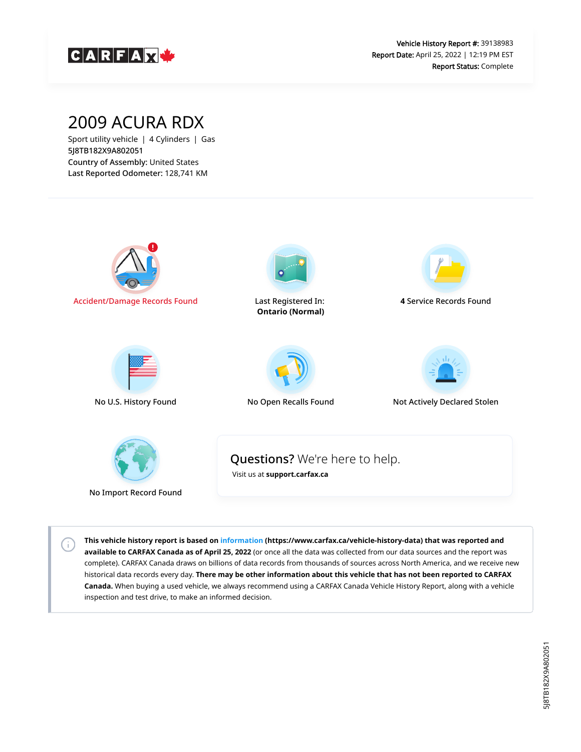CARFAX

**Vehicle History Report #:** 39138983
**Report Date:** April 25, 2022 | 12:19 PM EST
**Report Status:** Complete

# 2009 ACURA RDX

Sport utility vehicle | 4 Cylinders | Gas
5J8TB182X9A802051
**Country of Assembly:** United States
**Last Reported Odometer:** 128,741 KM

Accident/Damage Records Found

Last Registered In:
**Ontario (Normal)**

**4** Service Records Found

No U.S. History Found

No Open Recalls Found

Not Actively Declared Stolen

No Import Record Found

**Questions?** We're here to help.
Visit us at **support.carfax.ca**

**This vehicle history report is based on information (https://www.carfax.ca/vehicle-history-data) that was reported and available to CARFAX Canada as of April 25, 2022** (or once all the data was collected from our data sources and the report was complete). CARFAX Canada draws on billions of data records from thousands of sources across North America, and we receive new historical data records every day. **There may be other information about this vehicle that has not been reported to CARFAX Canada.** When buying a used vehicle, we always recommend using a CARFAX Canada Vehicle History Report, along with a vehicle inspection and test drive, to make an informed decision.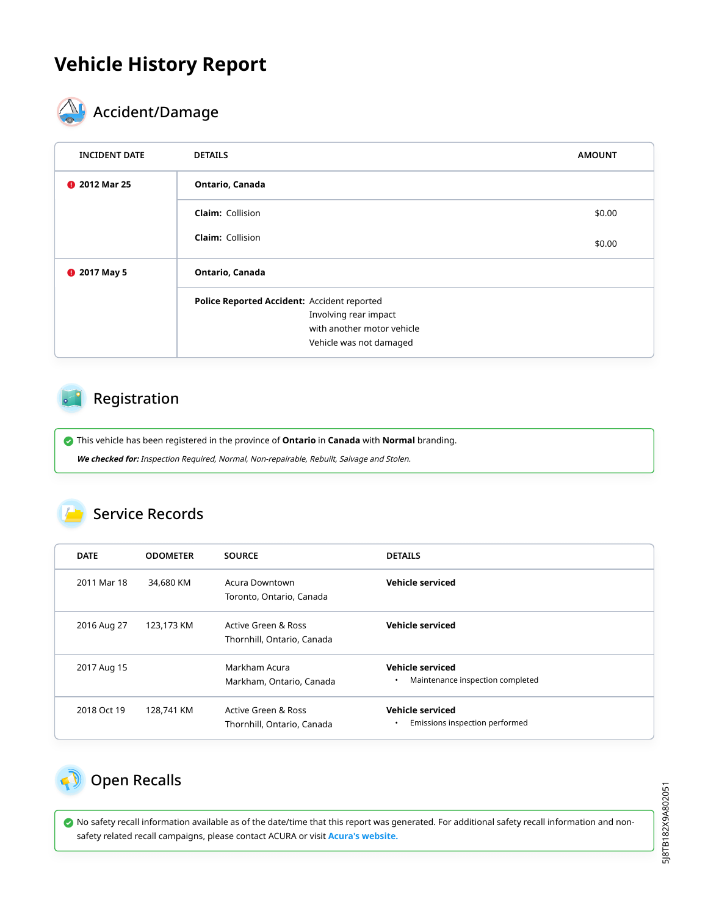# Vehicle History Report

## Accident/Damage

| INCIDENT DATE | DETAILS | AMOUNT |
|---|---|---|
| **2012 Mar 25** | **Ontario, Canada** | |
| | **Claim:** Collision | $0.00 |
| | **Claim:** Collision | $0.00 |
| **2017 May 5** | **Ontario, Canada** | |
| | **Police Reported Accident:** Accident reported<br>Involving rear impact<br>with another motor vehicle<br>Vehicle was not damaged | |

## Registration

This vehicle has been registered in the province of **Ontario** in **Canada** with **Normal** branding.

***We checked for:*** *Inspection Required, Normal, Non-repairable, Rebuilt, Salvage and Stolen.*

## Service Records

| DATE | ODOMETER | SOURCE | DETAILS |
|---|---|---|---|
| 2011 Mar 18 | 34,680 KM | Acura Downtown<br>Toronto, Ontario, Canada | **Vehicle serviced** |
| 2016 Aug 27 | 123,173 KM | Active Green & Ross<br>Thornhill, Ontario, Canada | **Vehicle serviced** |
| 2017 Aug 15 | | Markham Acura<br>Markham, Ontario, Canada | **Vehicle serviced**<br>• Maintenance inspection completed |
| 2018 Oct 19 | 128,741 KM | Active Green & Ross<br>Thornhill, Ontario, Canada | **Vehicle serviced**<br>• Emissions inspection performed |

## Open Recalls

No safety recall information available as of the date/time that this report was generated. For additional safety recall information and non-safety related recall campaigns, please contact ACURA or visit **Acura's website.**

5J8TB182X9A802051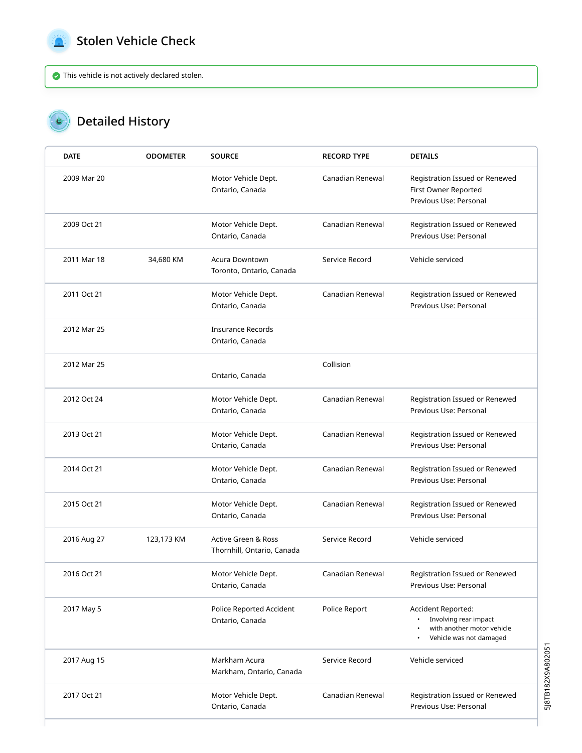## Stolen Vehicle Check

This vehicle is not actively declared stolen.

## Detailed History

| DATE | ODOMETER | SOURCE | RECORD TYPE | DETAILS |
|---|---|---|---|---|
| 2009 Mar 20 | | Motor Vehicle Dept.<br>Ontario, Canada | Canadian Renewal | Registration Issued or Renewed<br>First Owner Reported<br>Previous Use: Personal |
| 2009 Oct 21 | | Motor Vehicle Dept.<br>Ontario, Canada | Canadian Renewal | Registration Issued or Renewed<br>Previous Use: Personal |
| 2011 Mar 18 | 34,680 KM | Acura Downtown<br>Toronto, Ontario, Canada | Service Record | Vehicle serviced |
| 2011 Oct 21 | | Motor Vehicle Dept.<br>Ontario, Canada | Canadian Renewal | Registration Issued or Renewed<br>Previous Use: Personal |
| 2012 Mar 25 | | Insurance Records<br>Ontario, Canada | | |
| 2012 Mar 25 | | Ontario, Canada | Collision | |
| 2012 Oct 24 | | Motor Vehicle Dept.<br>Ontario, Canada | Canadian Renewal | Registration Issued or Renewed<br>Previous Use: Personal |
| 2013 Oct 21 | | Motor Vehicle Dept.<br>Ontario, Canada | Canadian Renewal | Registration Issued or Renewed<br>Previous Use: Personal |
| 2014 Oct 21 | | Motor Vehicle Dept.<br>Ontario, Canada | Canadian Renewal | Registration Issued or Renewed<br>Previous Use: Personal |
| 2015 Oct 21 | | Motor Vehicle Dept.<br>Ontario, Canada | Canadian Renewal | Registration Issued or Renewed<br>Previous Use: Personal |
| 2016 Aug 27 | 123,173 KM | Active Green & Ross<br>Thornhill, Ontario, Canada | Service Record | Vehicle serviced |
| 2016 Oct 21 | | Motor Vehicle Dept.<br>Ontario, Canada | Canadian Renewal | Registration Issued or Renewed<br>Previous Use: Personal |
| 2017 May 5 | | Police Reported Accident<br>Ontario, Canada | Police Report | Accident Reported:<br>• Involving rear impact<br>• with another motor vehicle<br>• Vehicle was not damaged |
| 2017 Aug 15 | | Markham Acura<br>Markham, Ontario, Canada | Service Record | Vehicle serviced |
| 2017 Oct 21 | | Motor Vehicle Dept.<br>Ontario, Canada | Canadian Renewal | Registration Issued or Renewed<br>Previous Use: Personal |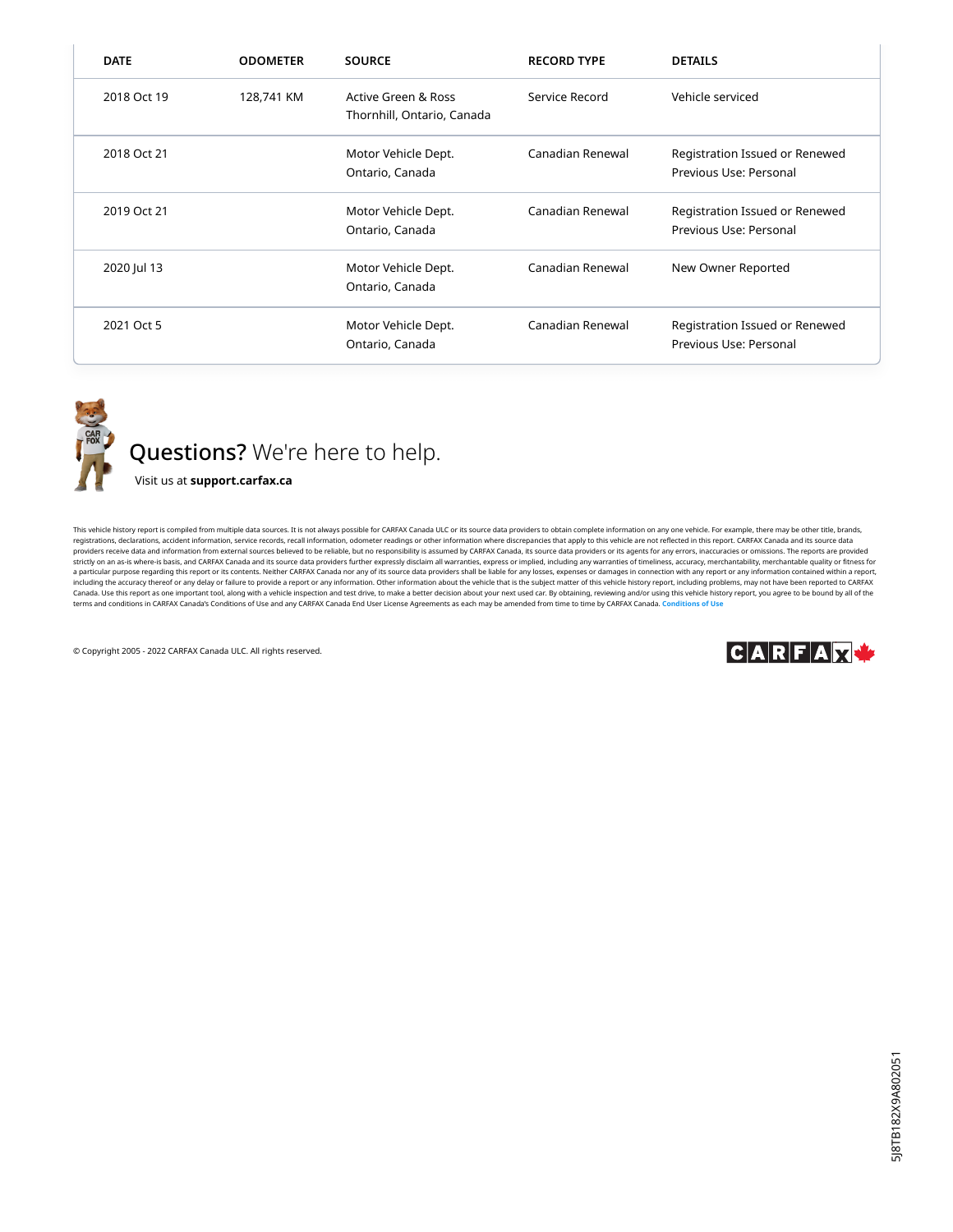| DATE | ODOMETER | SOURCE | RECORD TYPE | DETAILS |
|---|---|---|---|---|
| 2018 Oct 19 | 128,741 KM | Active Green & Ross<br>Thornhill, Ontario, Canada | Service Record | Vehicle serviced |
| 2018 Oct 21 | | Motor Vehicle Dept.<br>Ontario, Canada | Canadian Renewal | Registration Issued or Renewed<br>Previous Use: Personal |
| 2019 Oct 21 | | Motor Vehicle Dept.<br>Ontario, Canada | Canadian Renewal | Registration Issued or Renewed<br>Previous Use: Personal |
| 2020 Jul 13 | | Motor Vehicle Dept.<br>Ontario, Canada | Canadian Renewal | New Owner Reported |
| 2021 Oct 5 | | Motor Vehicle Dept.<br>Ontario, Canada | Canadian Renewal | Registration Issued or Renewed<br>Previous Use: Personal |

## **Questions?** We're here to help.

Visit us at **support.carfax.ca**

This vehicle history report is compiled from multiple data sources. It is not always possible for CARFAX Canada ULC or its source data providers to obtain complete information on any one vehicle. For example, there may be other title, brands, registrations, declarations, accident information, service records, recall information, odometer readings or other information where discrepancies that apply to this vehicle are not reflected in this report. CARFAX Canada and its source data providers receive data and information from external sources believed to be reliable, but no responsibility is assumed by CARFAX Canada, its source data providers or its agents for any errors, inaccuracies or omissions. The reports are provided strictly on an as-is where-is basis, and CARFAX Canada and its source data providers further expressly disclaim all warranties, express or implied, including any warranties of timeliness, accuracy, merchantability, merchantable quality or fitness for a particular purpose regarding this report or its contents. Neither CARFAX Canada nor any of its source data providers shall be liable for any losses, expenses or damages in connection with any report or any information contained within a report, including the accuracy thereof or any delay or failure to provide a report or any information. Other information about the vehicle that is the subject matter of this vehicle history report, including problems, may not have been reported to CARFAX Canada. Use this report as one important tool, along with a vehicle inspection and test drive, to make a better decision about your next used car. By obtaining, reviewing and/or using this vehicle history report, you agree to be bound by all of the terms and conditions in CARFAX Canada's Conditions of Use and any CARFAX Canada End User License Agreements as each may be amended from time to time by CARFAX Canada. Conditions of Use

© Copyright 2005 - 2022 CARFAX Canada ULC. All rights reserved.

5J8TB182X9A802051